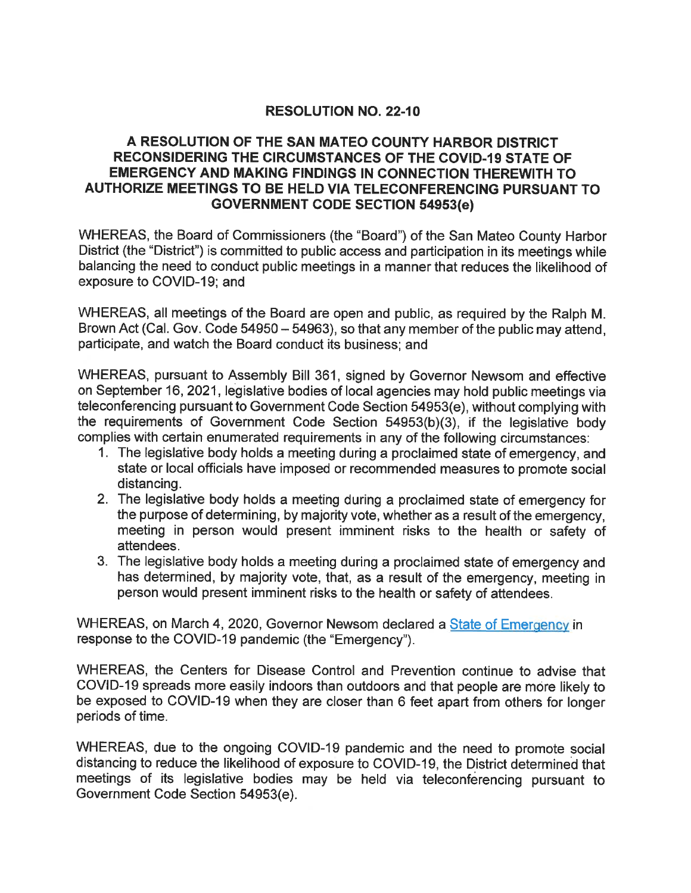# RESOLUTION NO. 22-10

## A RESOLUTION OF THE SAN MATEO COUNTY HARBOR DISTRICT RECONSIDERING THE CIRCUMSTANCES OF THE COVID-19 STATE OF EMERGENCY AND MAKING FINDINGS IN CONNECTION THEREWITH TO AUTHORIZE MEETINGS TO BE HELD VIA TELECONFERENCING PURSUANT TO GOVERNMENT CODE SECTION 54953(e)

WHEREAS, the Board of Commissioners (the "Board") of the San Mateo County Harbor District (the "District") is committed to public access and participation in its meetings while balancing the need to conduct public meetings in a manner that reduces the likelihood of exposure to COVID-19; and

WHEREAS, all meetings of the Board are open and public, as required by the Ralph M. Brown Act (Cal. Gov. Code 54950 – 54963), so that any member of the public may attend, participate, and watch the Board conduct its business; and

WHEREAS, pursuant to Assembly Bill 361, signed by Governor Newsom and effective on September 16, 2021, legislative bodies of local agencies may hold public meetings via teleconferencing pursuant to Government Code Section 54953(e), without complying with the requirements of Government Code Section 54953(b)(3), if the legislative body complies with certain enumerated requirements in any of the following circumstances:

1. The legislative body holds a meeting during a proclaimed state of emergency, and state or local officials have imposed or recommended measures to promote social distancing.
2. The legislative body holds a meeting during a proclaimed state of emergency for the purpose of determining, by majority vote, whether as a result of the emergency, meeting in person would present imminent risks to the health or safety of attendees.
3. The legislative body holds a meeting during a proclaimed state of emergency and has determined, by majority vote, that, as a result of the emergency, meeting in person would present imminent risks to the health or safety of attendees.

WHEREAS, on March 4, 2020, Governor Newsom declared a State of Emergency in response to the COVID-19 pandemic (the "Emergency").

WHEREAS, the Centers for Disease Control and Prevention continue to advise that COVID-19 spreads more easily indoors than outdoors and that people are more likely to be exposed to COVID-19 when they are closer than 6 feet apart from others for longer periods of time.

WHEREAS, due to the ongoing COVID-19 pandemic and the need to promote social distancing to reduce the likelihood of exposure to COVID-19, the District determined that meetings of its legislative bodies may be held via teleconferencing pursuant to Government Code Section 54953(e).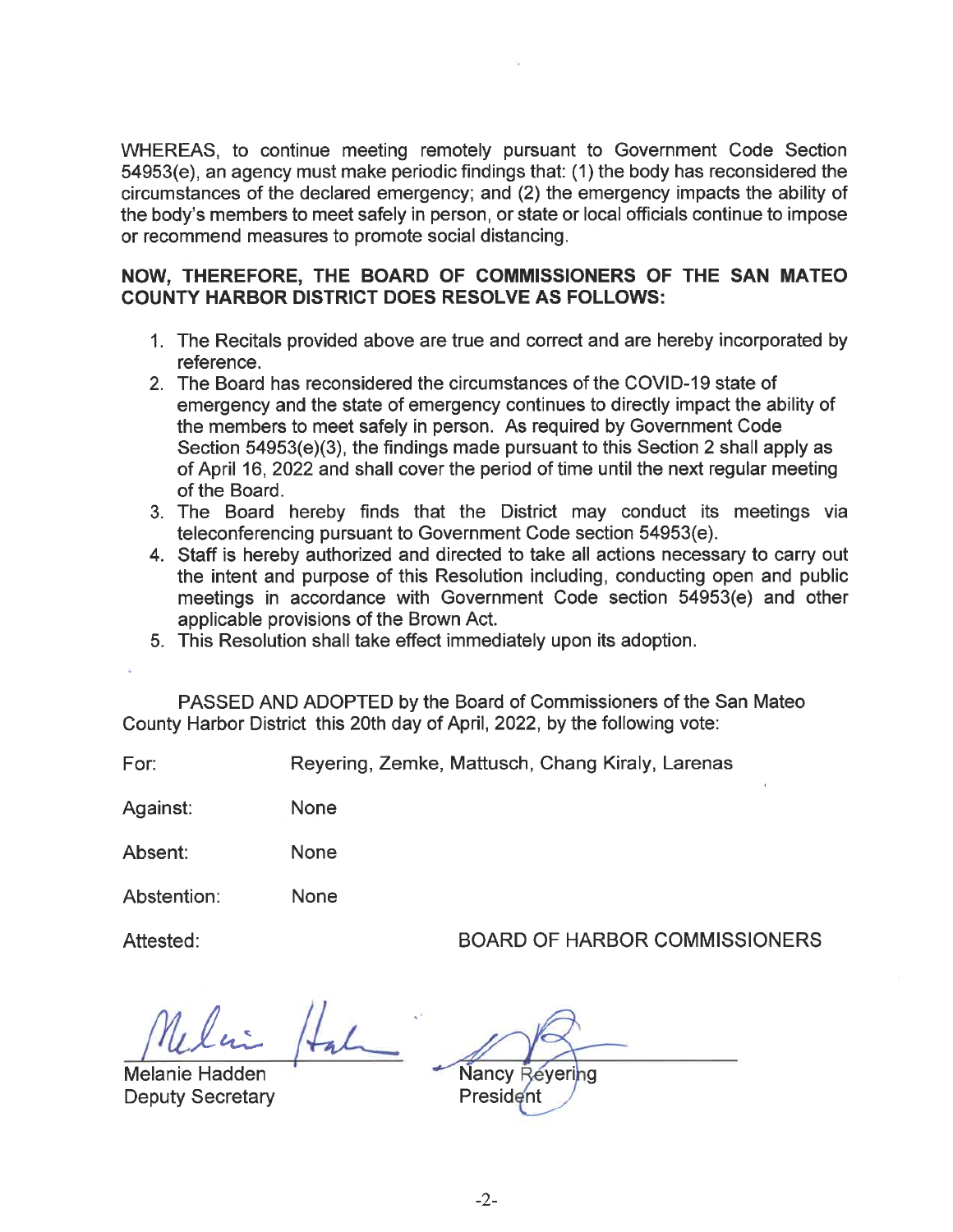WHEREAS, to continue meeting remotely pursuant to Government Code Section 54953(e), an agency must make periodic findings that: (1) the body has reconsidered the circumstances of the declared emergency; and (2) the emergency impacts the ability of the body's members to meet safely in person, or state or local officials continue to impose or recommend measures to promote social distancing.

**NOW, THEREFORE, THE BOARD OF COMMISSIONERS OF THE SAN MATEO COUNTY HARBOR DISTRICT DOES RESOLVE AS FOLLOWS:**

1. The Recitals provided above are true and correct and are hereby incorporated by reference.
2. The Board has reconsidered the circumstances of the COVID-19 state of emergency and the state of emergency continues to directly impact the ability of the members to meet safely in person. As required by Government Code Section 54953(e)(3), the findings made pursuant to this Section 2 shall apply as of April 16, 2022 and shall cover the period of time until the next regular meeting of the Board.
3. The Board hereby finds that the District may conduct its meetings via teleconferencing pursuant to Government Code section 54953(e).
4. Staff is hereby authorized and directed to take all actions necessary to carry out the intent and purpose of this Resolution including, conducting open and public meetings in accordance with Government Code section 54953(e) and other applicable provisions of the Brown Act.
5. This Resolution shall take effect immediately upon its adoption.

PASSED AND ADOPTED by the Board of Commissioners of the San Mateo County Harbor District this 20th day of April, 2022, by the following vote:

For: Reyering, Zemke, Mattusch, Chang Kiraly, Larenas

Against: None

Absent: None

Abstention: None

Attested: BOARD OF HARBOR COMMISSIONERS

Melanie Hadden
Deputy Secretary

Nancy Reyering
President